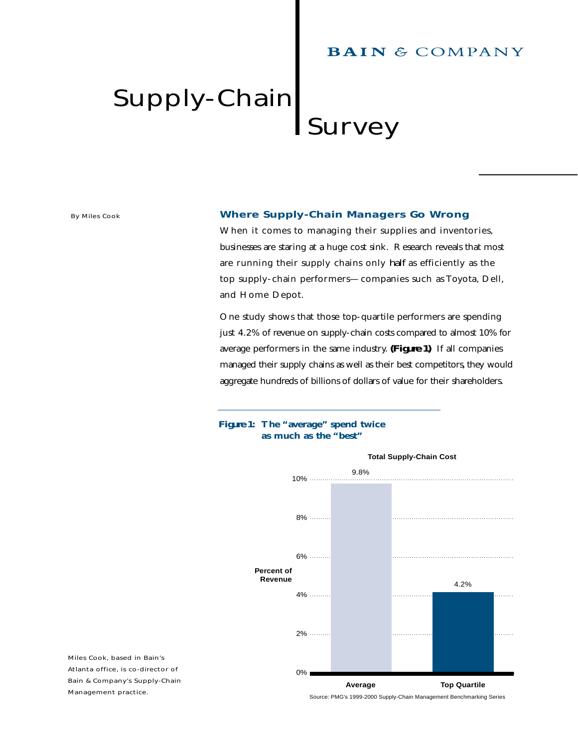BAIN & COMPANY

# Supply-Chain Survey

By Miles Cook

## Where Supply-Chain Managers Go Wrong

When it comes to managing their supplies and inventories, businesses are staring at a huge cost sink. Research reveals that most are running their supply chains only *half* as efficiently as the top supply-chain performers—companies such as Toyota, Dell, and Home Depot.

One study shows that those top-quartile performers are spending just 4.2% of revenue on supply-chain costs compared to almost 10% for average performers in the same industry. **(Figure 1)** If all companies managed their supply chains as well as their best competitors, they would aggregate hundreds of billions of dollars of value for their shareholders.

**Figure 1: The "average" spend twice as much as the "best"**

**Total Supply-Chain Cost** (Percent of Revenue)

| | Average | Top Quartile |
|---|---|---|
| Percent of Revenue | 9.8% | 4.2% |

Source: PMG's 1999-2000 Supply-Chain Management Benchmarking Series

Miles Cook, based in Bain's Atlanta office, is co-director of Bain & Company's Supply-Chain Management practice.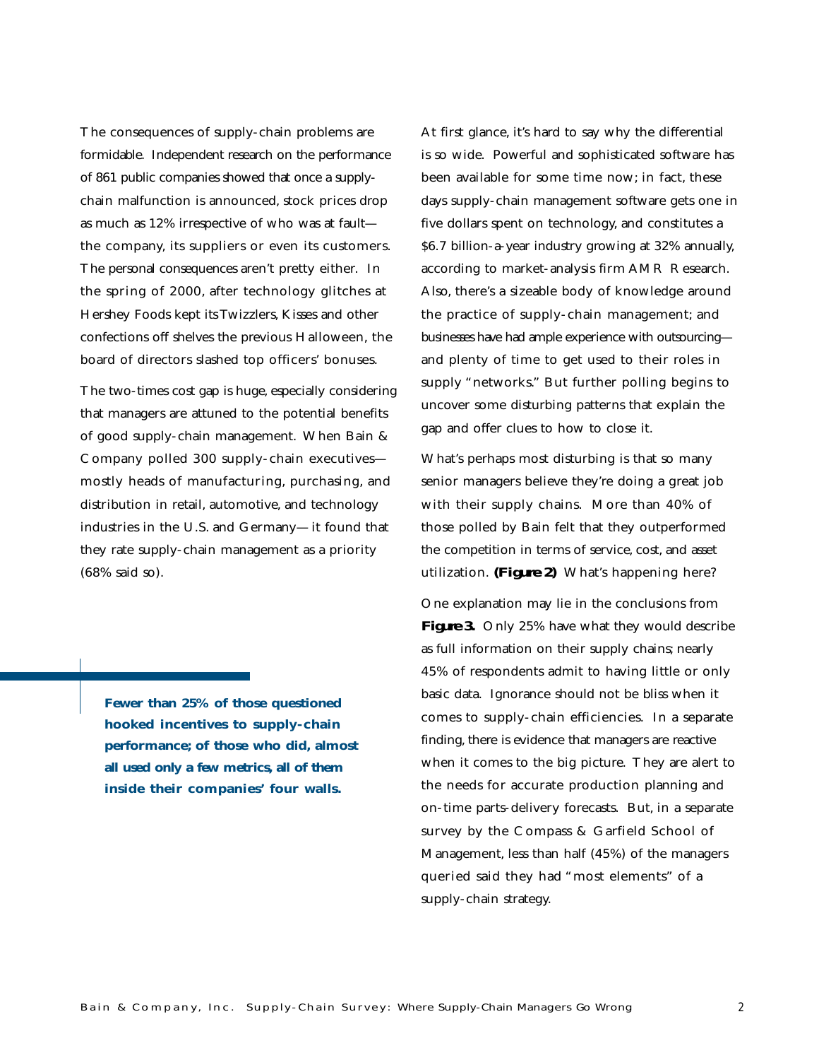The consequences of supply-chain problems are formidable. Independent research on the performance of 861 public companies showed that once a supply-chain malfunction is announced, stock prices drop as much as 12% irrespective of who was at fault—the company, its suppliers or even its customers. The personal consequences aren't pretty either. In the spring of 2000, after technology glitches at Hershey Foods kept its Twizzlers, Kisses and other confections off shelves the previous Halloween, the board of directors slashed top officers' bonuses.

The two-times cost gap is huge, especially considering that managers are attuned to the potential benefits of good supply-chain management. When Bain & Company polled 300 supply-chain executives—mostly heads of manufacturing, purchasing, and distribution in retail, automotive, and technology industries in the U.S. and Germany—it found that they rate supply-chain management as a priority (68% said so).

> **Fewer than 25% of those questioned hooked incentives to supply-chain performance; of those who did, almost all used only a few metrics, all of them inside their companies' four walls.**

At first glance, it's hard to say why the differential is so wide. Powerful and sophisticated software has been available for some time now; in fact, these days supply-chain management software gets one in five dollars spent on technology, and constitutes a $6.7 billion-a-year industry growing at 32% annually, according to market-analysis firm AMR Research. Also, there's a sizeable body of knowledge around the practice of supply-chain management; and businesses have had ample experience with outsourcing—and plenty of time to get used to their roles in supply "networks." But further polling begins to uncover some disturbing patterns that explain the gap and offer clues to how to close it.

What's perhaps most disturbing is that so many senior managers believe they're doing a great job with their supply chains. More than 40% of those polled by Bain felt that they outperformed the competition in terms of service, cost, and asset utilization. **(Figure 2)** What's happening here?

One explanation may lie in the conclusions from **Figure 3.** Only 25% have what they would describe as full information on their supply chains; nearly 45% of respondents admit to having little or only basic data. Ignorance should not be bliss when it comes to supply-chain efficiencies. In a separate finding, there is evidence that managers are reactive when it comes to the big picture. They are alert to the needs for accurate production planning and on-time parts-delivery forecasts. But, in a separate survey by the Compass & Garfield School of Management, less than half (45%) of the managers queried said they had "most elements" of a supply-chain strategy.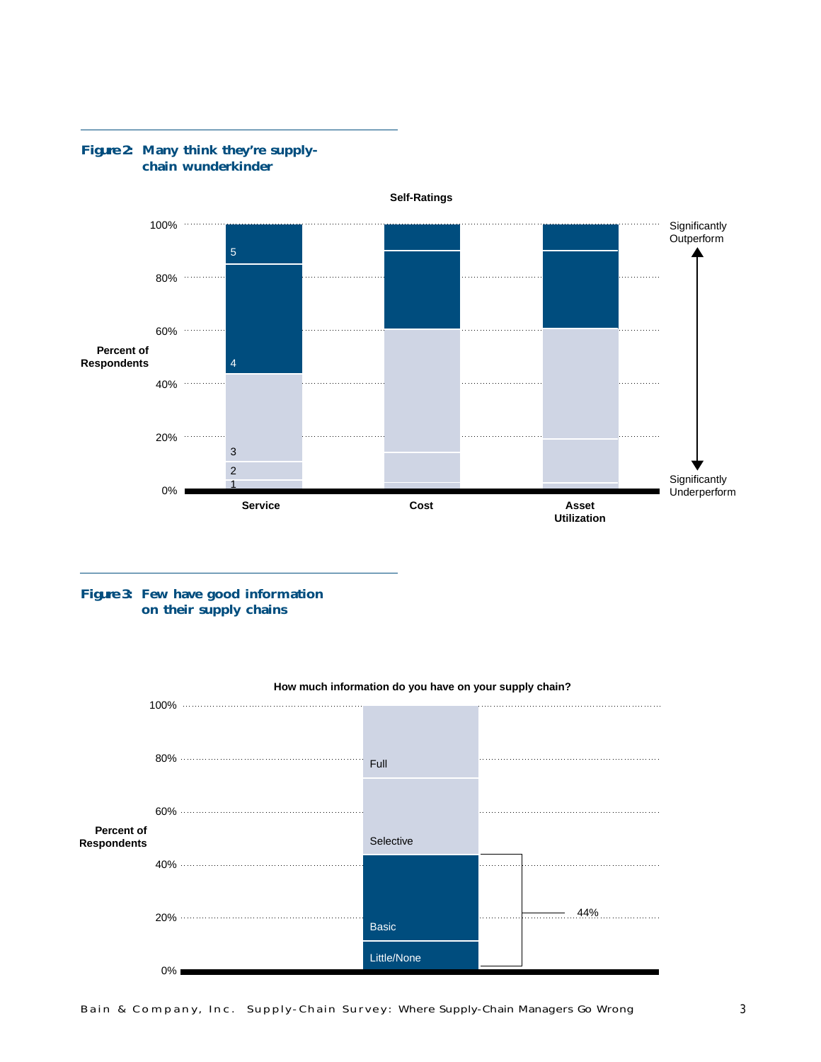**Figure 2: Many think they're supply-chain wunderkinder**

Self-Ratings

Percent of Respondents

100%, 80%, 60%, 40%, 20%, 0%

Service: 5, 4, 3, 2, 1

Cost

Asset Utilization

Significantly Outperform

Significantly Underperform

**Figure 3: Few have good information on their supply chains**

How much information do you have on your supply chain?

Percent of Respondents

100%, 80%, 60%, 40%, 20%, 0%

Full

Selective

Basic

Little/None

44%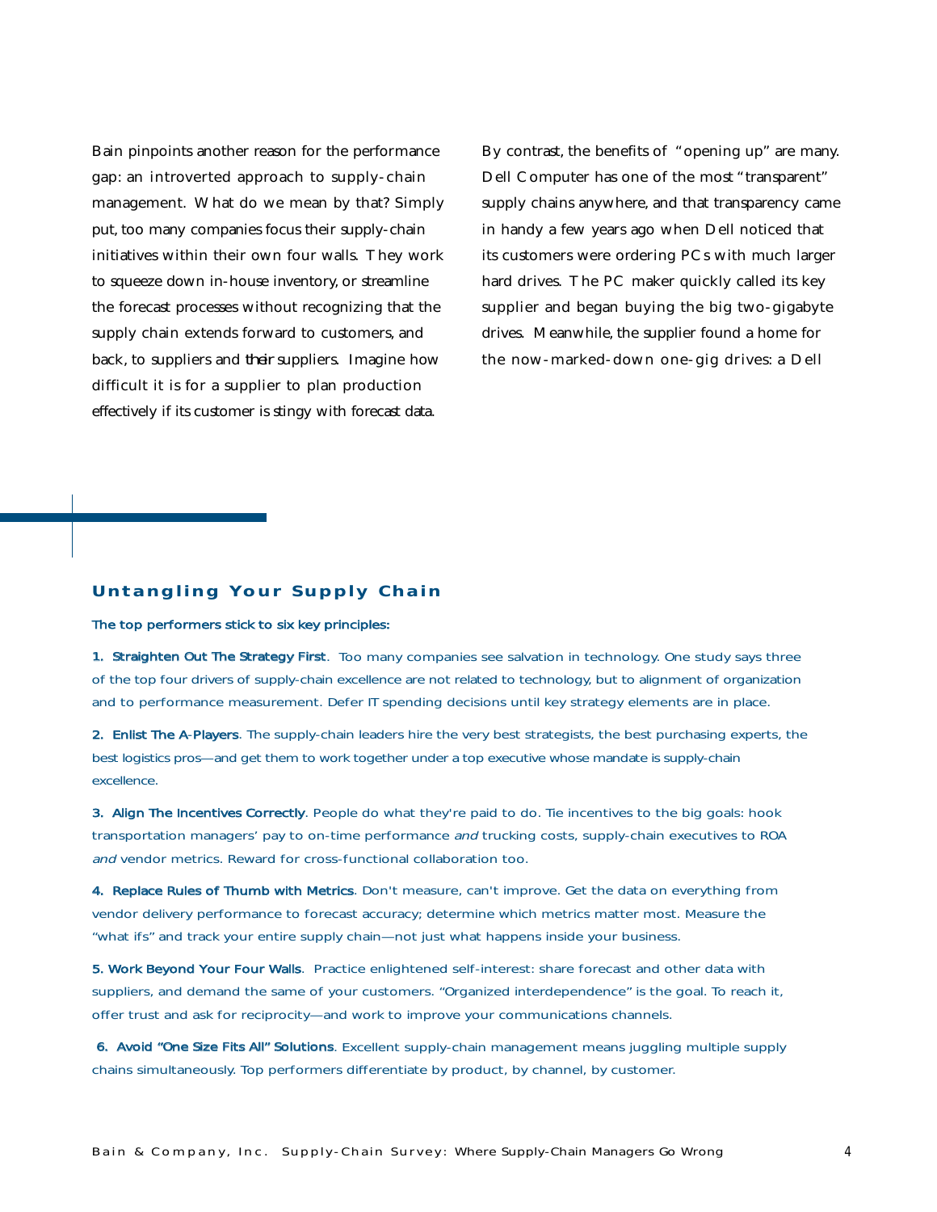Bain pinpoints another reason for the performance gap: an introverted approach to supply-chain management. What do we mean by that? Simply put, too many companies focus their supply-chain initiatives within their own four walls. They work to squeeze down in-house inventory, or streamline the forecast processes without recognizing that the supply chain extends forward to customers, and back, to suppliers and *their* suppliers. Imagine how difficult it is for a supplier to plan production effectively if its customer is stingy with forecast data.

By contrast, the benefits of "opening up" are many. Dell Computer has one of the most "transparent" supply chains anywhere, and that transparency came in handy a few years ago when Dell noticed that its customers were ordering PCs with much larger hard drives. The PC maker quickly called its key supplier and began buying the big two-gigabyte drives. Meanwhile, the supplier found a home for the now-marked-down one-gig drives: a Dell

## Untangling Your Supply Chain

The top performers stick to six key principles:

1. Straighten Out The Strategy First. Too many companies see salvation in technology. One study says three of the top four drivers of supply-chain excellence are not related to technology, but to alignment of organization and to performance measurement. Defer IT spending decisions until key strategy elements are in place.

2. Enlist The A-Players. The supply-chain leaders hire the very best strategists, the best purchasing experts, the best logistics pros—and get them to work together under a top executive whose mandate is supply-chain excellence.

3. Align The Incentives Correctly. People do what they're paid to do. Tie incentives to the big goals: hook transportation managers' pay to on-time performance *and* trucking costs, supply-chain executives to ROA *and* vendor metrics. Reward for cross-functional collaboration too.

4. Replace Rules of Thumb with Metrics. Don't measure, can't improve. Get the data on everything from vendor delivery performance to forecast accuracy; determine which metrics matter most. Measure the "what ifs" and track your entire supply chain—not just what happens inside your business.

5. Work Beyond Your Four Walls. Practice enlightened self-interest: share forecast and other data with suppliers, and demand the same of your customers. "Organized interdependence" is the goal. To reach it, offer trust and ask for reciprocity—and work to improve your communications channels.

6. Avoid "One Size Fits All" Solutions. Excellent supply-chain management means juggling multiple supply chains simultaneously. Top performers differentiate by product, by channel, by customer.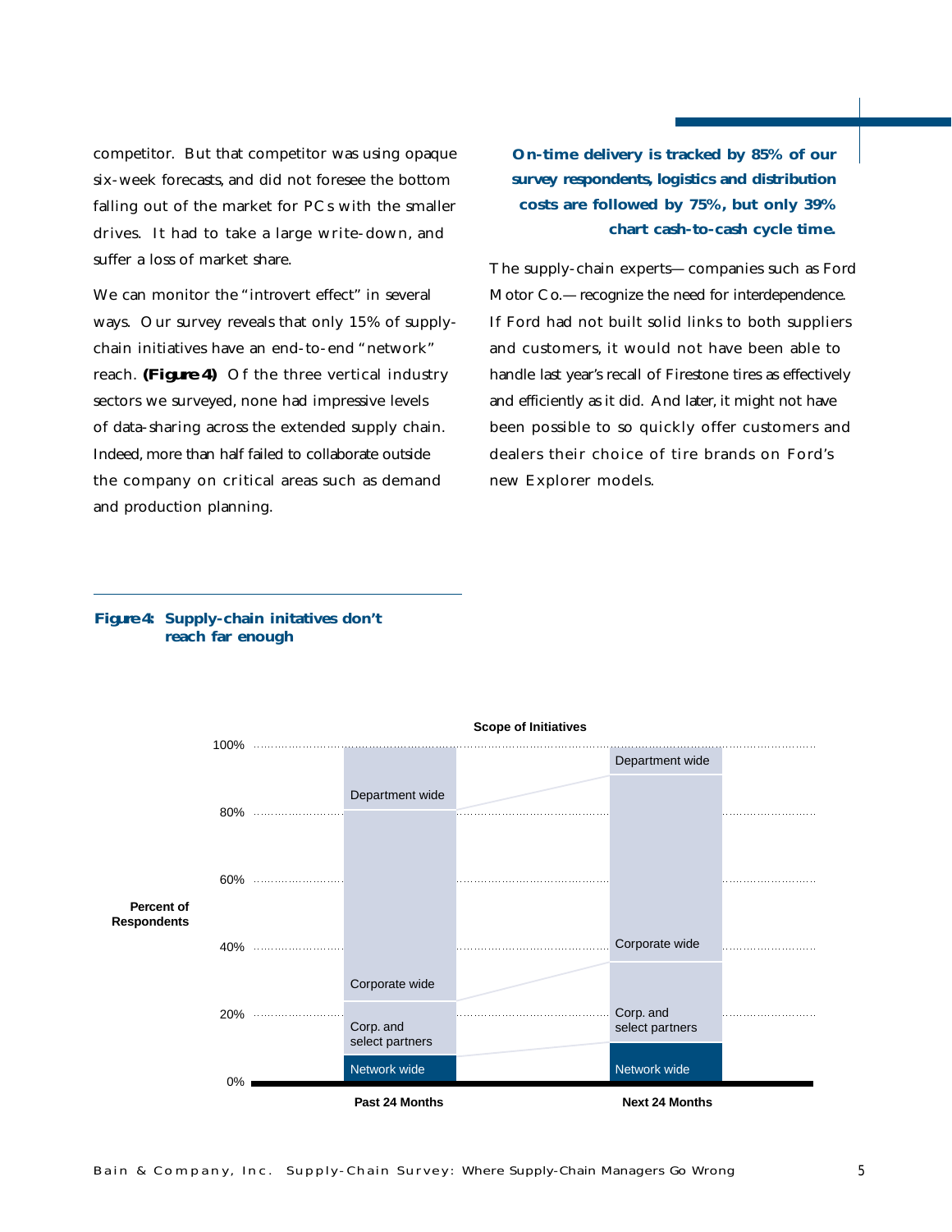competitor. But that competitor was using opaque six-week forecasts, and did not foresee the bottom falling out of the market for PCs with the smaller drives. It had to take a large write-down, and suffer a loss of market share.

We can monitor the "introvert effect" in several ways. Our survey reveals that only 15% of supply-chain initiatives have an end-to-end "network" reach. **(Figure 4)** Of the three vertical industry sectors we surveyed, none had impressive levels of data-sharing across the extended supply chain. Indeed, more than half failed to collaborate outside the company on critical areas such as demand and production planning.

**On-time delivery is tracked by 85% of our survey respondents, logistics and distribution costs are followed by 75%, but only 39% chart cash-to-cash cycle time.**

The supply-chain experts—companies such as Ford Motor Co.—recognize the need for interdependence. If Ford had not built solid links to both suppliers and customers, it would not have been able to handle last year's recall of Firestone tires as effectively and efficiently as it did. And later, it might not have been possible to so quickly offer customers and dealers their choice of tire brands on Ford's new Explorer models.

**Figure 4: Supply-chain initatives don't reach far enough**

Scope of Initiatives

Percent of Respondents

0%, 20%, 40%, 60%, 80%, 100%

Past 24 Months: Network wide; Corp. and select partners; Corporate wide; Department wide

Next 24 Months: Network wide; Corp. and select partners; Corporate wide; Department wide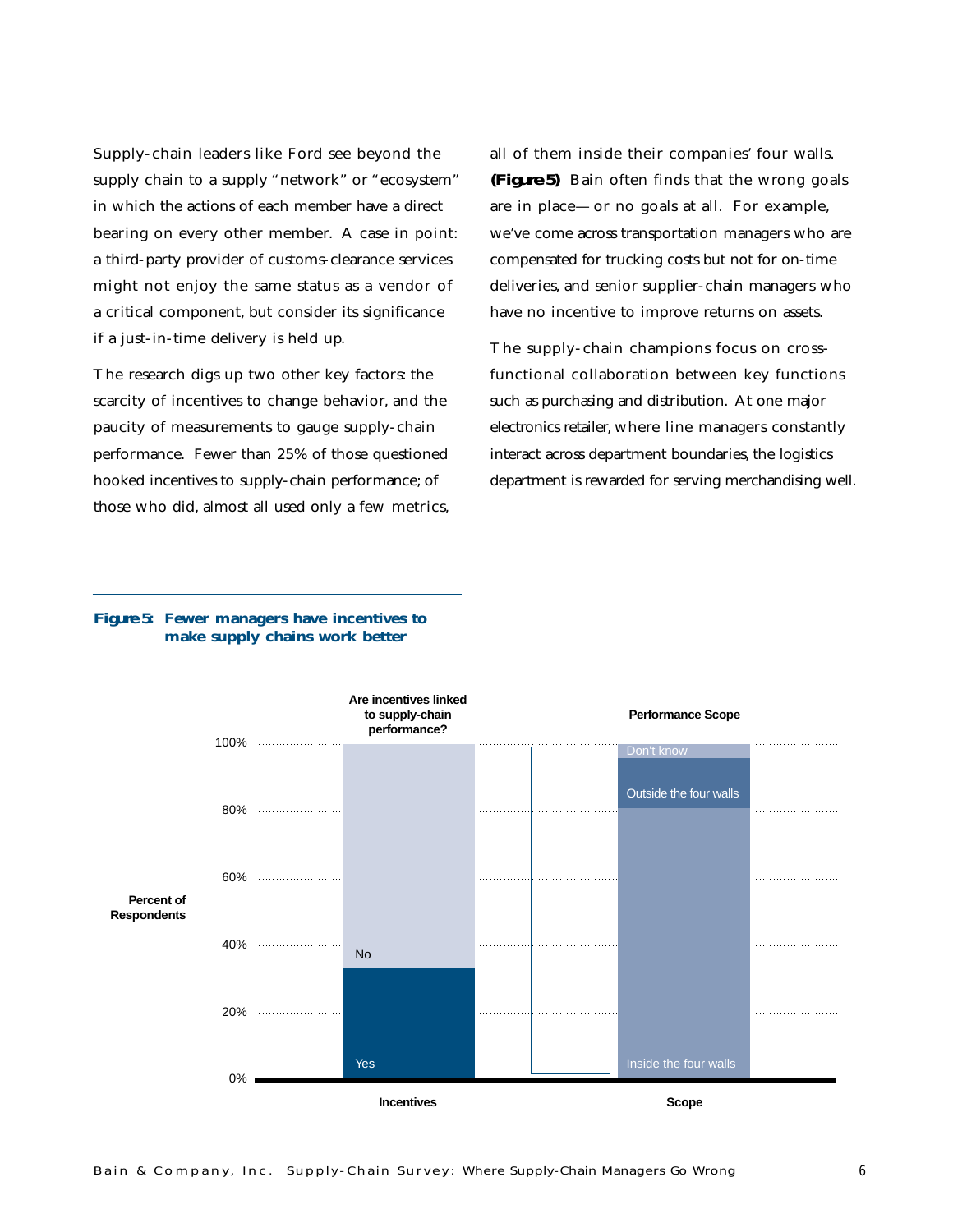Supply-chain leaders like Ford see beyond the supply chain to a supply "network" or "ecosystem" in which the actions of each member have a direct bearing on every other member. A case in point: a third-party provider of customs-clearance services might not enjoy the same status as a vendor of a critical component, but consider its significance if a just-in-time delivery is held up.

The research digs up two other key factors: the scarcity of incentives to change behavior, and the paucity of measurements to gauge supply-chain performance. Fewer than 25% of those questioned hooked incentives to supply-chain performance; of those who did, almost all used only a few metrics, all of them inside their companies' four walls. **(Figure 5)** Bain often finds that the wrong goals are in place—or no goals at all. For example, we've come across transportation managers who are compensated for trucking costs but not for on-time deliveries, and senior supplier-chain managers who have no incentive to improve returns on assets.

The supply-chain champions focus on cross-functional collaboration between key functions such as purchasing and distribution. At one major electronics retailer, where line managers constantly interact across department boundaries, the logistics department is rewarded for serving merchandising well.

**Figure 5: Fewer managers have incentives to make supply chains work better**

Are incentives linked to supply-chain performance?

Performance Scope

Percent of Respondents

100%
80%
60%
40%
20%
0%

No

Yes

Don't know

Outside the four walls

Inside the four walls

Incentives

Scope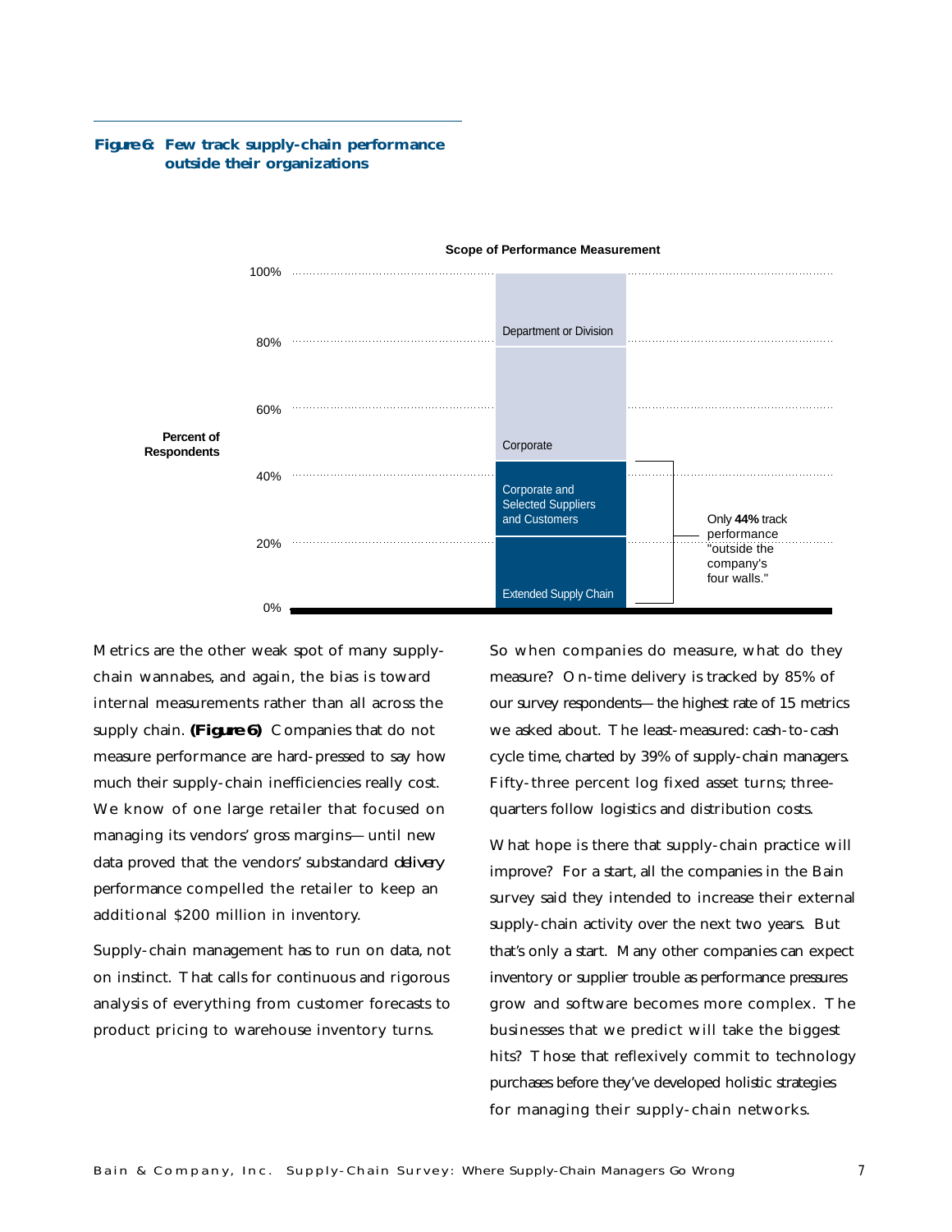**Figure 6: Few track supply-chain performance outside their organizations**

Scope of Performance Measurement

| Scope | Percent of Respondents |
|---|---|
| Department or Division | ~78%–100% |
| Corporate | ~44%–78% |
| Corporate and Selected Suppliers and Customers | ~22%–44% |
| Extended Supply Chain | 0%–~22% |

Only **44%** track performance "outside the company's four walls."

Metrics are the other weak spot of many supply-chain wannabes, and again, the bias is toward internal measurements rather than all across the supply chain. **(Figure 6)** Companies that do not measure performance are hard-pressed to say how much their supply-chain inefficiencies really cost. We know of one large retailer that focused on managing its vendors' gross margins—until new data proved that the vendors' substandard *delivery* performance compelled the retailer to keep an additional $200 million in inventory.

Supply-chain management has to run on data, not on instinct. That calls for continuous and rigorous analysis of everything from customer forecasts to product pricing to warehouse inventory turns.

So when companies do measure, what do they measure? On-time delivery is tracked by 85% of our survey respondents—the highest rate of 15 metrics we asked about. The least-measured: cash-to-cash cycle time, charted by 39% of supply-chain managers. Fifty-three percent log fixed asset turns; three-quarters follow logistics and distribution costs.

What hope is there that supply-chain practice will improve? For a start, all the companies in the Bain survey said they intended to increase their external supply-chain activity over the next two years. But that's only a start. Many other companies can expect inventory or supplier trouble as performance pressures grow and software becomes more complex. The businesses that we predict will take the biggest hits? Those that reflexively commit to technology purchases before they've developed holistic strategies for managing their supply-chain networks.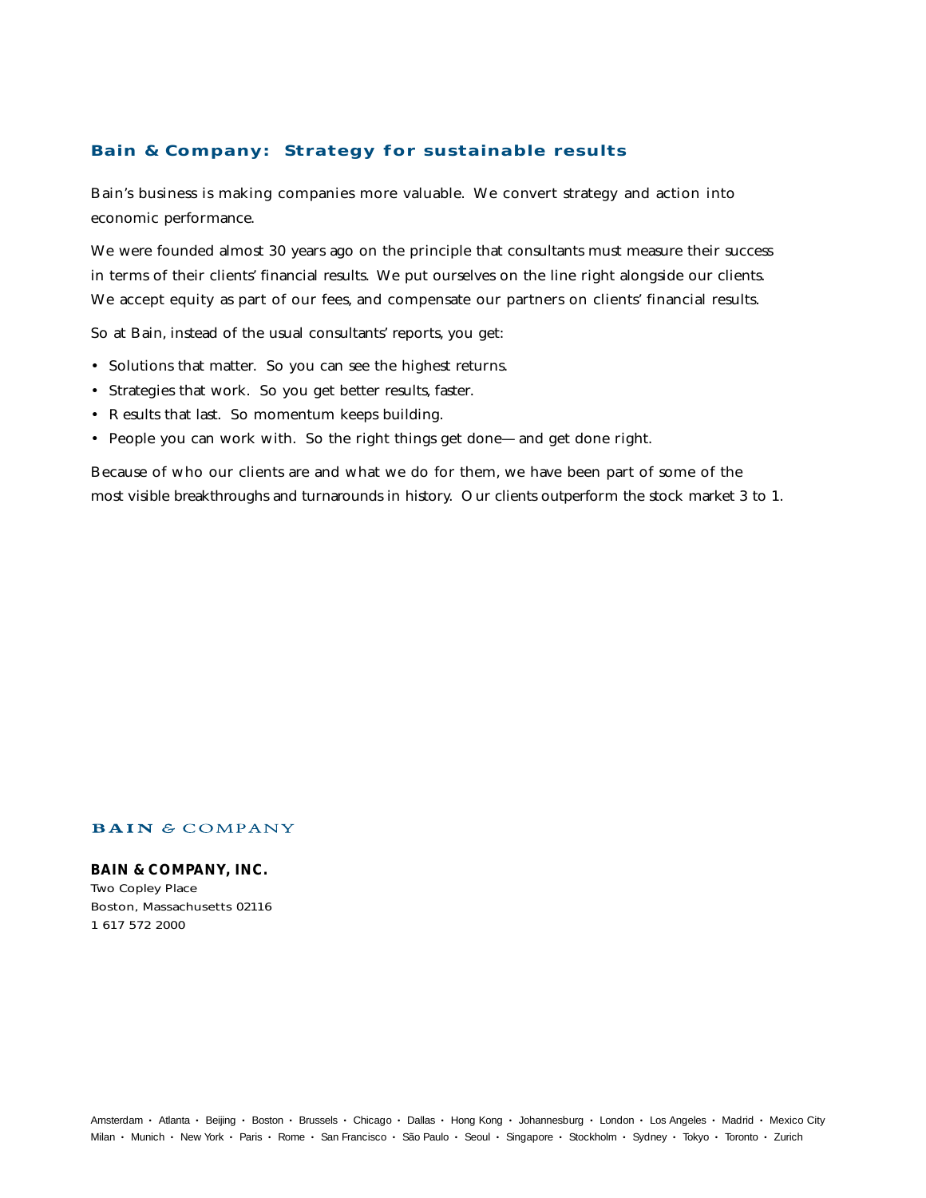## Bain & Company: Strategy for sustainable results

Bain's business is making companies more valuable. We convert strategy and action into economic performance.

We were founded almost 30 years ago on the principle that consultants must measure their success in terms of their clients' financial results. We put ourselves on the line right alongside our clients. We accept equity as part of our fees, and compensate our partners on clients' financial results.

So at Bain, instead of the usual consultants' reports, you get:

- Solutions that matter. So you can see the highest returns.
- Strategies that work. So you get better results, faster.
- Results that last. So momentum keeps building.
- People you can work with. So the right things get done—and get done right.

Because of who our clients are and what we do for them, we have been part of some of the most visible breakthroughs and turnarounds in history. Our clients outperform the stock market 3 to 1.

BAIN & COMPANY

**BAIN & COMPANY, INC.**
Two Copley Place
Boston, Massachusetts 02116
1 617 572 2000

Amsterdam • Atlanta • Beijing • Boston • Brussels • Chicago • Dallas • Hong Kong • Johannesburg • London • Los Angeles • Madrid • Mexico City
Milan • Munich • New York • Paris • Rome • San Francisco • São Paulo • Seoul • Singapore • Stockholm • Sydney • Tokyo • Toronto • Zurich